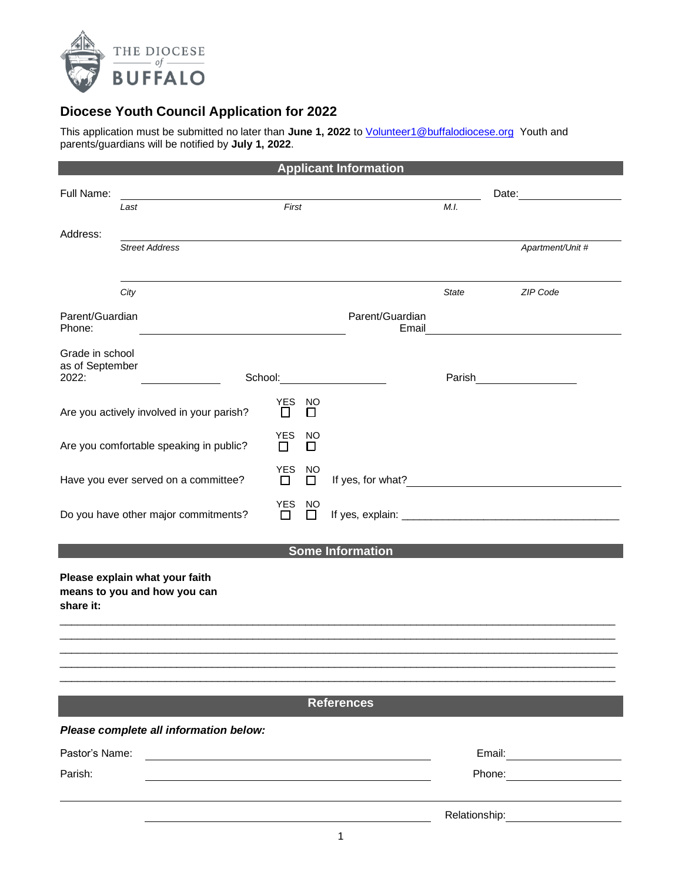THE DIOCESE *of* BUFFALO

## Diocese Youth Council Application for 2022

This application must be submitted no later than **June 1, 2022** to Volunteer1@buffalodiocese.org Youth and parents/guardians will be notified by **July 1, 2022**.

### Applicant Information

Full Name: ______________________________________________ Date: ______________

*Last* *First* *M.I.*

Address: ______________________________________________

*Street Address* *Apartment/Unit #*

______________________________________________

*City* *State* *ZIP Code*

Parent/Guardian Phone: ______________________ Parent/Guardian Email ______________________

Grade in school as of September 2022: __________ School: __________________ Parish __________________

Are you actively involved in your parish? YES ☐ NO ☐

Are you comfortable speaking in public? YES ☐ NO ☐

Have you ever served on a committee? YES ☐ NO ☐ If yes, for what? ______________________

Do you have other major commitments? YES ☐ NO ☐ If yes, explain: ______________________

### Some Information

**Please explain what your faith means to you and how you can share it:**

______________________________________________________________________________

______________________________________________________________________________

______________________________________________________________________________

______________________________________________________________________________

______________________________________________________________________________

### References

***Please complete all information below:***

Pastor's Name: ______________________________ Email: ______________

Parish: ______________________________ Phone: ______________

______________________________________________________________________________

______________________________ Relationship: ______________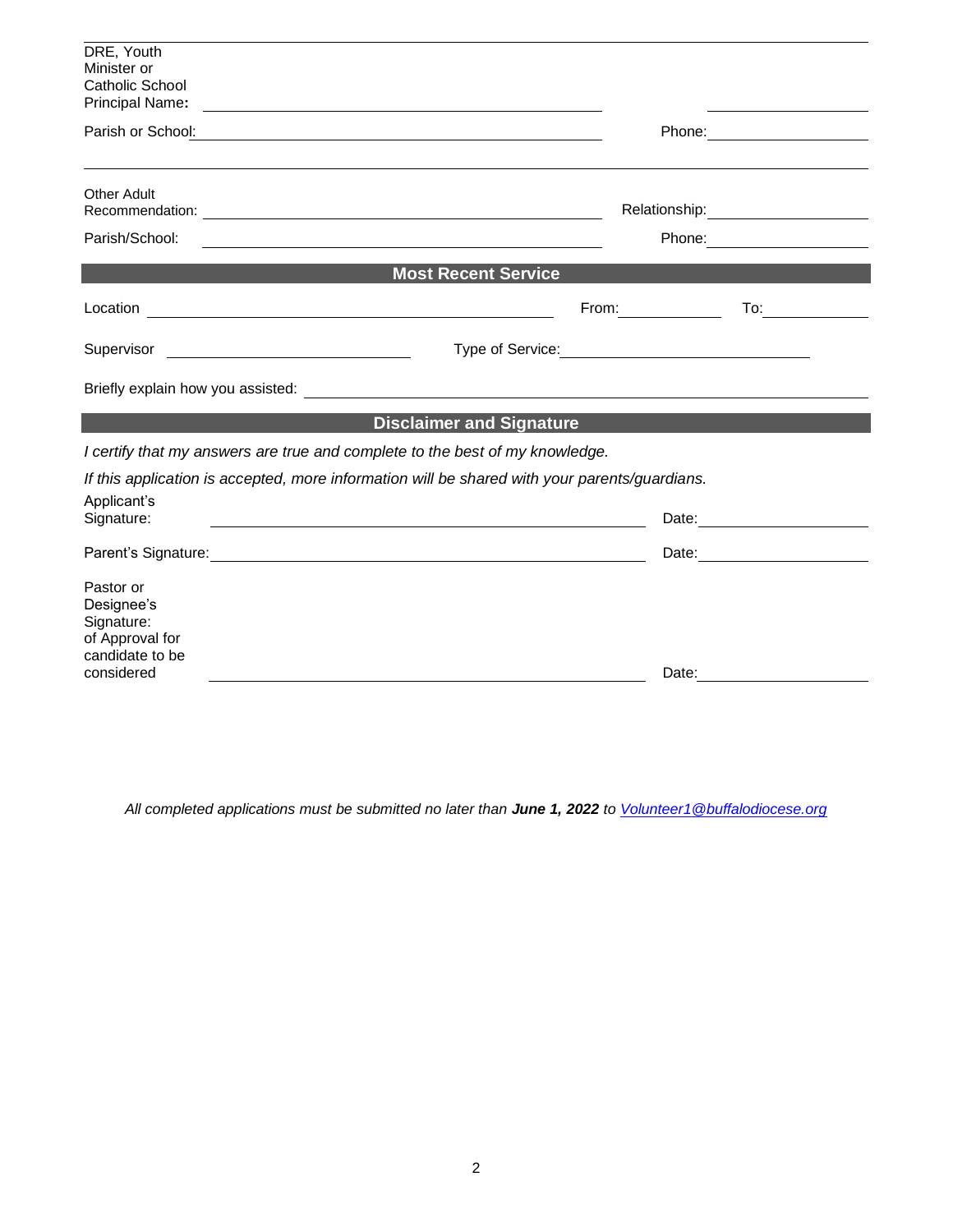DRE, Youth Minister or Catholic School Principal Name: ______________________ ______________

Parish or School: ______________________ Phone: ______________

Other Adult Recommendation: ______________________ Relationship: ______________

Parish/School: ______________________ Phone: ______________

## Most Recent Service

Location ______________________ From: ______________ To: ______________

Supervisor ______________________ Type of Service: ______________________

Briefly explain how you assisted: ______________________________________________

## Disclaimer and Signature

*I certify that my answers are true and complete to the best of my knowledge.*

*If this application is accepted, more information will be shared with your parents/guardians.*

Applicant's Signature: ______________________ Date: ______________

Parent's Signature: ______________________ Date: ______________

Pastor or Designee's Signature: of Approval for candidate to be considered ______________________ Date: ______________

*All completed applications must be submitted no later than* ***June 1, 2022*** *to [Volunteer1@buffalodiocese.org](mailto:Volunteer1@buffalodiocese.org)*